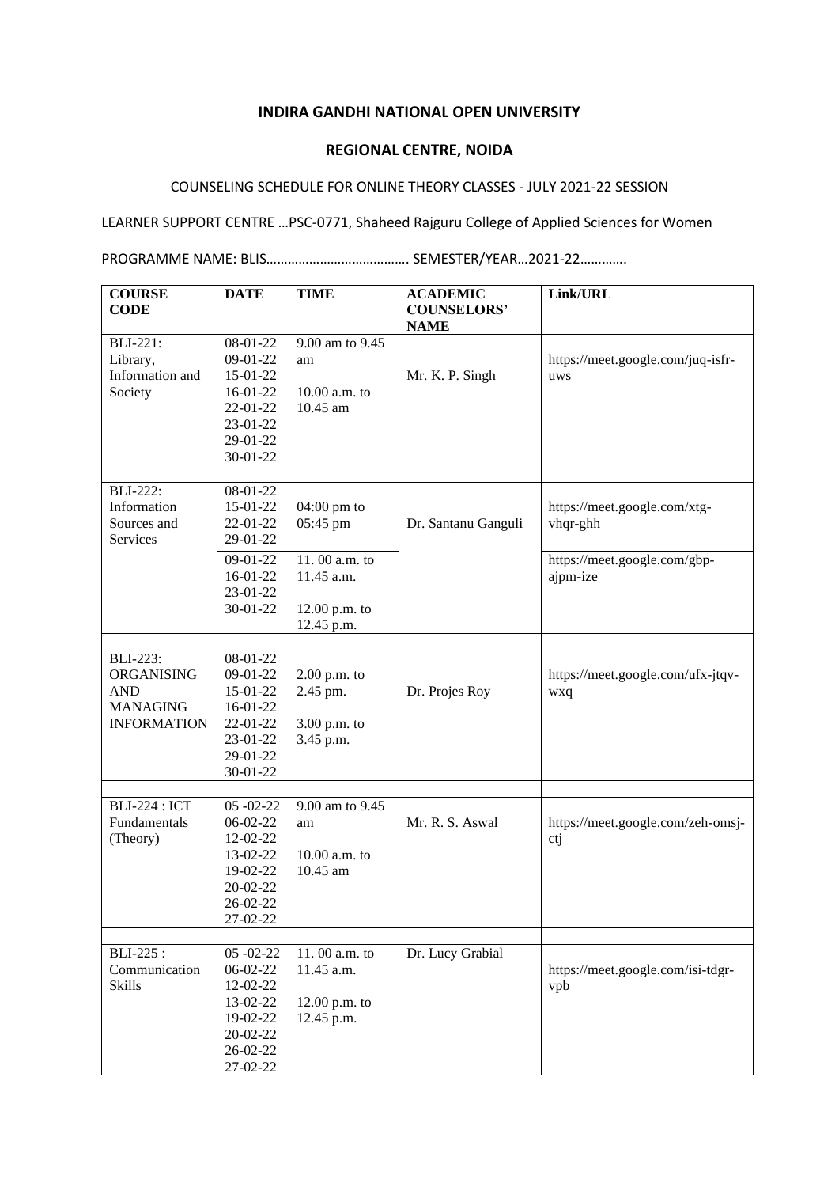# INDIRA GANDHI NATIONAL OPEN UNIVERSITY

## REGIONAL CENTRE, NOIDA

COUNSELING SCHEDULE FOR ONLINE THEORY CLASSES - JULY 2021-22 SESSION

LEARNER SUPPORT CENTRE …PSC-0771, Shaheed Rajguru College of Applied Sciences for Women

PROGRAMME NAME: BLIS…………………………………. SEMESTER/YEAR…2021-22………….

| COURSE CODE | DATE | TIME | ACADEMIC COUNSELORS' NAME | Link/URL |
|---|---|---|---|---|
| BLI-221: Library, Information and Society | 08-01-22<br>09-01-22<br>15-01-22<br>16-01-22<br>22-01-22<br>23-01-22<br>29-01-22<br>30-01-22 | 9.00 am to 9.45 am<br><br>10.00 a.m. to 10.45 am | Mr. K. P. Singh | https://meet.google.com/juq-isfr-uws |
| | | | | |
| BLI-222: Information Sources and Services | 08-01-22<br>15-01-22<br>22-01-22<br>29-01-22 | 04:00 pm to 05:45 pm | Dr. Santanu Ganguli | https://meet.google.com/xtg-vhqr-ghh |
| | 09-01-22<br>16-01-22<br>23-01-22<br>30-01-22 | 11. 00 a.m. to 11.45 a.m.<br><br>12.00 p.m. to 12.45 p.m. | | https://meet.google.com/gbp-ajpm-ize |
| | | | | |
| BLI-223: ORGANISING AND MANAGING INFORMATION | 08-01-22<br>09-01-22<br>15-01-22<br>16-01-22<br>22-01-22<br>23-01-22<br>29-01-22<br>30-01-22 | 2.00 p.m. to 2.45 pm.<br><br>3.00 p.m. to 3.45 p.m. | Dr. Projes Roy | https://meet.google.com/ufx-jtqv-wxq |
| | | | | |
| BLI-224 : ICT Fundamentals (Theory) | 05 -02-22<br>06-02-22<br>12-02-22<br>13-02-22<br>19-02-22<br>20-02-22<br>26-02-22<br>27-02-22 | 9.00 am to 9.45 am<br><br>10.00 a.m. to 10.45 am | Mr. R. S. Aswal | https://meet.google.com/zeh-omsj-ctj |
| | | | | |
| BLI-225 : Communication Skills | 05 -02-22<br>06-02-22<br>12-02-22<br>13-02-22<br>19-02-22<br>20-02-22<br>26-02-22<br>27-02-22 | 11. 00 a.m. to 11.45 a.m.<br><br>12.00 p.m. to 12.45 p.m. | Dr. Lucy Grabial | https://meet.google.com/isi-tdgr-vpb |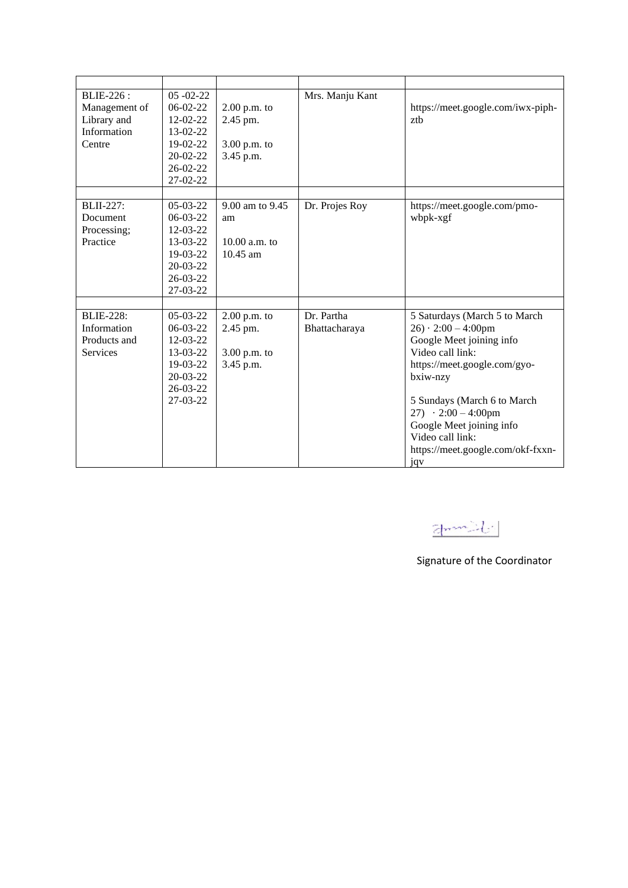| | | | | |
|---|---|---|---|---|
| BLIE-226 : Management of Library and Information Centre | 05 -02-22<br>06-02-22<br>12-02-22<br>13-02-22<br>19-02-22<br>20-02-22<br>26-02-22<br>27-02-22 | 2.00 p.m. to 2.45 pm.<br><br>3.00 p.m. to 3.45 p.m. | Mrs. Manju Kant | https://meet.google.com/iwx-piph-ztb |
| | | | | |
| BLII-227: Document Processing; Practice | 05-03-22<br>06-03-22<br>12-03-22<br>13-03-22<br>19-03-22<br>20-03-22<br>26-03-22<br>27-03-22 | 9.00 am to 9.45 am<br><br>10.00 a.m. to 10.45 am | Dr. Projes Roy | https://meet.google.com/pmo-wbpk-xgf |
| | | | | |
| BLIE-228: Information Products and Services | 05-03-22<br>06-03-22<br>12-03-22<br>13-03-22<br>19-03-22<br>20-03-22<br>26-03-22<br>27-03-22 | 2.00 p.m. to 2.45 pm.<br><br>3.00 p.m. to 3.45 p.m. | Dr. Partha Bhattacharaya | 5 Saturdays (March 5 to March 26) · 2:00 – 4:00pm<br>Google Meet joining info<br>Video call link: https://meet.google.com/gyo-bxiw-nzy<br><br>5 Sundays (March 6 to March 27) · 2:00 – 4:00pm<br>Google Meet joining info<br>Video call link: https://meet.google.com/okf-fxxn-jqv |

Signature of the Coordinator